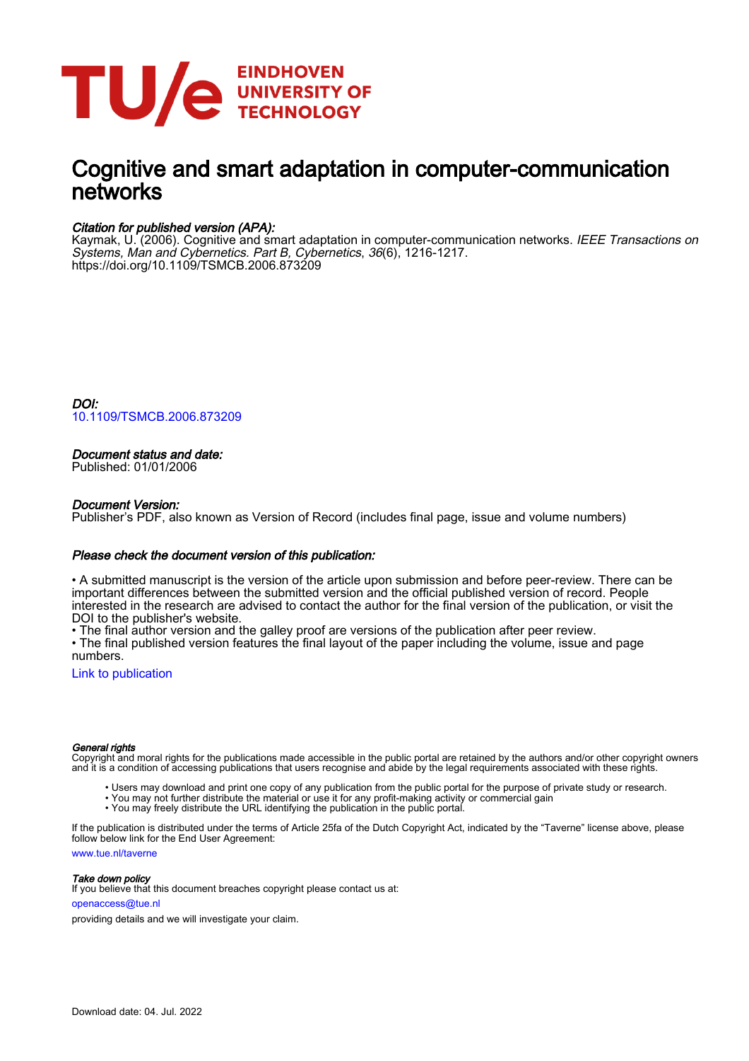EINDHOVEN UNIVERSITY OF TECHNOLOGY

# Cognitive and smart adaptation in computer-communication networks

### *Citation for published version (APA):*

Kaymak, U. (2006). Cognitive and smart adaptation in computer-communication networks. *IEEE Transactions on Systems, Man and Cybernetics. Part B, Cybernetics*, *36*(6), 1216-1217. https://doi.org/10.1109/TSMCB.2006.873209

### *DOI:*

10.1109/TSMCB.2006.873209

### *Document status and date:*

Published: 01/01/2006

### *Document Version:*

Publisher's PDF, also known as Version of Record (includes final page, issue and volume numbers)

### *Please check the document version of this publication:*

• A submitted manuscript is the version of the article upon submission and before peer-review. There can be important differences between the submitted version and the official published version of record. People interested in the research are advised to contact the author for the final version of the publication, or visit the DOI to the publisher's website.
• The final author version and the galley proof are versions of the publication after peer review.
• The final published version features the final layout of the paper including the volume, issue and page numbers.

Link to publication

#### *General rights*

Copyright and moral rights for the publications made accessible in the public portal are retained by the authors and/or other copyright owners and it is a condition of accessing publications that users recognise and abide by the legal requirements associated with these rights.

- Users may download and print one copy of any publication from the public portal for the purpose of private study or research.
- You may not further distribute the material or use it for any profit-making activity or commercial gain
- You may freely distribute the URL identifying the publication in the public portal.

If the publication is distributed under the terms of Article 25fa of the Dutch Copyright Act, indicated by the "Taverne" license above, please follow below link for the End User Agreement:

www.tue.nl/taverne

#### *Take down policy*

If you believe that this document breaches copyright please contact us at:

openaccess@tue.nl

providing details and we will investigate your claim.

Download date: 04. Jul. 2022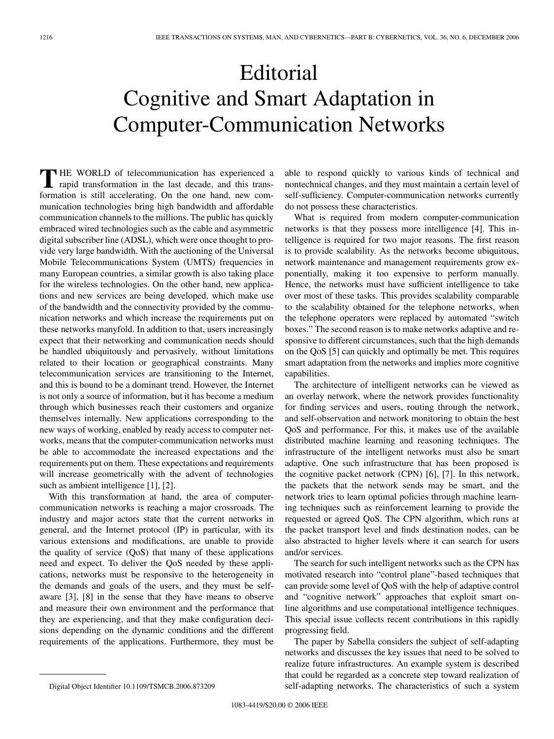# Editorial
# Cognitive and Smart Adaptation in Computer-Communication Networks

THE WORLD of telecommunication has experienced a rapid transformation in the last decade, and this transformation is still accelerating. On the one hand, new communication technologies bring high bandwidth and affordable communication channels to the millions. The public has quickly embraced wired technologies such as the cable and asymmetric digital subscriber line (ADSL), which were once thought to provide very large bandwidth. With the auctioning of the Universal Mobile Telecommunications System (UMTS) frequencies in many European countries, a similar growth is also taking place for the wireless technologies. On the other hand, new applications and new services are being developed, which make use of the bandwidth and the connectivity provided by the communication networks and which increase the requirements put on these networks manyfold. In addition to that, users increasingly expect that their networking and communication needs should be handled ubiquitously and pervasively, without limitations related to their location or geographical constraints. Many telecommunication services are transitioning to the Internet, and this is bound to be a dominant trend. However, the Internet is not only a source of information, but it has become a medium through which businesses reach their customers and organize themselves internally. New applications corresponding to the new ways of working, enabled by ready access to computer networks, means that the computer-communication networks must be able to accommodate the increased expectations and the requirements put on them. These expectations and requirements will increase geometrically with the advent of technologies such as ambient intelligence [1], [2].

With this transformation at hand, the area of computer-communication networks is reaching a major crossroads. The industry and major actors state that the current networks in general, and the Internet protocol (IP) in particular, with its various extensions and modifications, are unable to provide the quality of service (QoS) that many of these applications need and expect. To deliver the QoS needed by these applications, networks must be responsive to the heterogeneity in the demands and goals of the users, and they must be self-aware [3], [8] in the sense that they have means to observe and measure their own environment and the performance that they are experiencing, and that they make configuration decisions depending on the dynamic conditions and the different requirements of the applications. Furthermore, they must be able to respond quickly to various kinds of technical and nontechnical changes, and they must maintain a certain level of self-sufficiency. Computer-communication networks currently do not possess these characteristics.

What is required from modern computer-communication networks is that they possess more intelligence [4]. This intelligence is required for two major reasons. The first reason is to provide scalability. As the networks become ubiquitous, network maintenance and management requirements grow exponentially, making it too expensive to perform manually. Hence, the networks must have sufficient intelligence to take over most of these tasks. This provides scalability comparable to the scalability obtained for the telephone networks, when the telephone operators were replaced by automated "switch boxes." The second reason is to make networks adaptive and responsive to different circumstances, such that the high demands on the QoS [5] can quickly and optimally be met. This requires smart adaptation from the networks and implies more cognitive capabilities.

The architecture of intelligent networks can be viewed as an overlay network, where the network provides functionality for finding services and users, routing through the network, and self-observation and network monitoring to obtain the best QoS and performance. For this, it makes use of the available distributed machine learning and reasoning techniques. The infrastructure of the intelligent networks must also be smart adaptive. One such infrastructure that has been proposed is the cognitive packet network (CPN) [6], [7]. In this network, the packets that the network sends may be smart, and the network tries to learn optimal policies through machine learning techniques such as reinforcement learning to provide the requested or agreed QoS. The CPN algorithm, which runs at the packet transport level and finds destination nodes, can be also abstracted to higher levels where it can search for users and/or services.

The search for such intelligent networks such as the CPN has motivated research into "control plane"-based techniques that can provide some level of QoS with the help of adaptive control and "cognitive network" approaches that exploit smart online algorithms and use computational intelligence techniques. This special issue collects recent contributions in this rapidly progressing field.

The paper by Sabella considers the subject of self-adapting networks and discusses the key issues that need to be solved to realize future infrastructures. An example system is described that could be regarded as a concrete step toward realization of self-adapting networks. The characteristics of such a system

Digital Object Identifier 10.1109/TSMCB.2006.873209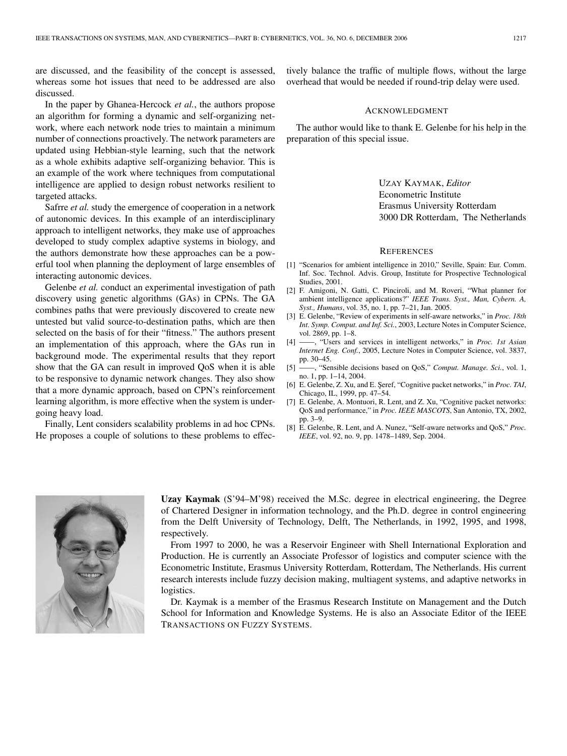are discussed, and the feasibility of the concept is assessed, whereas some hot issues that need to be addressed are also discussed.

In the paper by Ghanea-Hercock *et al.*, the authors propose an algorithm for forming a dynamic and self-organizing network, where each network node tries to maintain a minimum number of connections proactively. The network parameters are updated using Hebbian-style learning, such that the network as a whole exhibits adaptive self-organizing behavior. This is an example of the work where techniques from computational intelligence are applied to design robust networks resilient to targeted attacks.

Saffre *et al.* study the emergence of cooperation in a network of autonomic devices. In this example of an interdisciplinary approach to intelligent networks, they make use of approaches developed to study complex adaptive systems in biology, and the authors demonstrate how these approaches can be a powerful tool when planning the deployment of large ensembles of interacting autonomic devices.

Gelenbe *et al.* conduct an experimental investigation of path discovery using genetic algorithms (GAs) in CPNs. The GA combines paths that were previously discovered to create new untested but valid source-to-destination paths, which are then selected on the basis of for their "fitness." The authors present an implementation of this approach, where the GAs run in background mode. The experimental results that they report show that the GA can result in improved QoS when it is able to be responsive to dynamic network changes. They also show that a more dynamic approach, based on CPN's reinforcement learning algorithm, is more effective when the system is undergoing heavy load.

Finally, Lent considers scalability problems in ad hoc CPNs. He proposes a couple of solutions to these problems to effectively balance the traffic of multiple flows, without the large overhead that would be needed if round-trip delay were used.

## Acknowledgment

The author would like to thank E. Gelenbe for his help in the preparation of this special issue.

Uzay Kaymak, *Editor*
Econometric Institute
Erasmus University Rotterdam
3000 DR Rotterdam, The Netherlands

## References

[1] "Scenarios for ambient intelligence in 2010," Seville, Spain: Eur. Comm. Inf. Soc. Technol. Advis. Group, Institute for Prospective Technological Studies, 2001.

[2] F. Amigoni, N. Gatti, C. Pinciroli, and M. Roveri, "What planner for ambient intelligence applications?" *IEEE Trans. Syst., Man, Cybern. A, Syst., Humans*, vol. 35, no. 1, pp. 7–21, Jan. 2005.

[3] E. Gelenbe, "Review of experiments in self-aware networks," in *Proc. 18th Int. Symp. Comput. and Inf. Sci.*, 2003, Lecture Notes in Computer Science, vol. 2869, pp. 1–8.

[4] ——, "Users and services in intelligent networks," in *Proc. 1st Asian Internet Eng. Conf.*, 2005, Lecture Notes in Computer Science, vol. 3837, pp. 30–45.

[5] ——, "Sensible decisions based on QoS," *Comput. Manage. Sci.*, vol. 1, no. 1, pp. 1–14, 2004.

[6] E. Gelenbe, Z. Xu, and E. Şeref, "Cognitive packet networks," in *Proc. TAI*, Chicago, IL, 1999, pp. 47–54.

[7] E. Gelenbe, A. Montuori, R. Lent, and Z. Xu, "Cognitive packet networks: QoS and performance," in *Proc. IEEE MASCOTS*, San Antonio, TX, 2002, pp. 3–9.

[8] E. Gelenbe, R. Lent, and A. Nunez, "Self-aware networks and QoS," *Proc. IEEE*, vol. 92, no. 9, pp. 1478–1489, Sep. 2004.

**Uzay Kaymak** (S'94–M'98) received the M.Sc. degree in electrical engineering, the Degree of Chartered Designer in information technology, and the Ph.D. degree in control engineering from the Delft University of Technology, Delft, The Netherlands, in 1992, 1995, and 1998, respectively.

From 1997 to 2000, he was a Reservoir Engineer with Shell International Exploration and Production. He is currently an Associate Professor of logistics and computer science with the Econometric Institute, Erasmus University Rotterdam, Rotterdam, The Netherlands. His current research interests include fuzzy decision making, multiagent systems, and adaptive networks in logistics.

Dr. Kaymak is a member of the Erasmus Research Institute on Management and the Dutch School for Information and Knowledge Systems. He is also an Associate Editor of the IEEE Transactions on Fuzzy Systems.